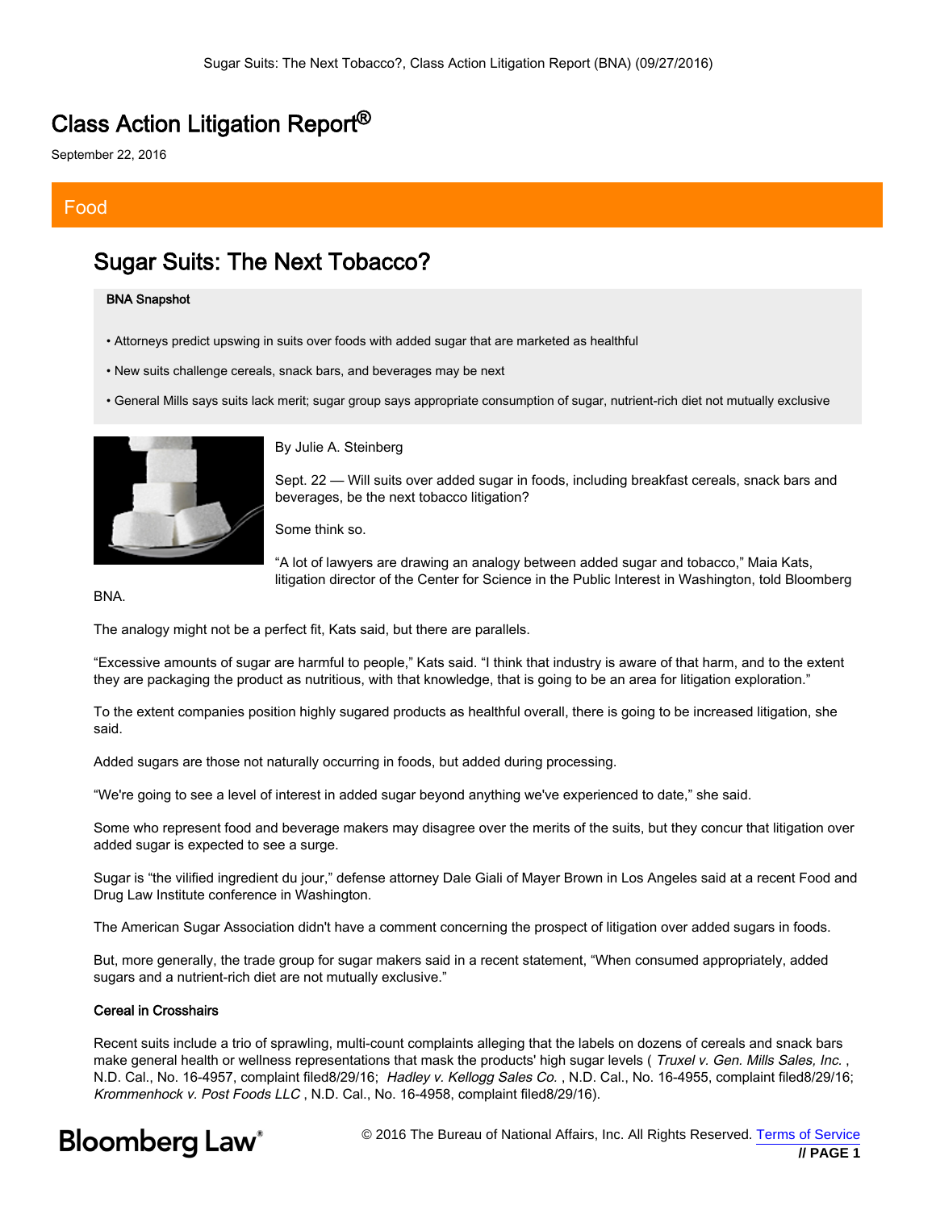# Class Action Litigation Report®

September 22, 2016

## Food

## Sugar Suits: The Next Tobacco?

**BNA Snapshot**

- Attorneys predict upswing in suits over foods with added sugar that are marketed as healthful
- New suits challenge cereals, snack bars, and beverages may be next
- General Mills says suits lack merit; sugar group says appropriate consumption of sugar, nutrient-rich diet not mutually exclusive

By Julie A. Steinberg

Sept. 22 — Will suits over added sugar in foods, including breakfast cereals, snack bars and beverages, be the next tobacco litigation?

Some think so.

"A lot of lawyers are drawing an analogy between added sugar and tobacco," Maia Kats, litigation director of the Center for Science in the Public Interest in Washington, told Bloomberg BNA.

The analogy might not be a perfect fit, Kats said, but there are parallels.

"Excessive amounts of sugar are harmful to people," Kats said. "I think that industry is aware of that harm, and to the extent they are packaging the product as nutritious, with that knowledge, that is going to be an area for litigation exploration."

To the extent companies position highly sugared products as healthful overall, there is going to be increased litigation, she said.

Added sugars are those not naturally occurring in foods, but added during processing.

"We're going to see a level of interest in added sugar beyond anything we've experienced to date," she said.

Some who represent food and beverage makers may disagree over the merits of the suits, but they concur that litigation over added sugar is expected to see a surge.

Sugar is "the vilified ingredient du jour," defense attorney Dale Giali of Mayer Brown in Los Angeles said at a recent Food and Drug Law Institute conference in Washington.

The American Sugar Association didn't have a comment concerning the prospect of litigation over added sugars in foods.

But, more generally, the trade group for sugar makers said in a recent statement, "When consumed appropriately, added sugars and a nutrient-rich diet are not mutually exclusive."

**Cereal in Crosshairs**

Recent suits include a trio of sprawling, multi-count complaints alleging that the labels on dozens of cereals and snack bars make general health or wellness representations that mask the products' high sugar levels ( *Truxel v. Gen. Mills Sales, Inc.* , N.D. Cal., No. 16-4957, complaint filed8/29/16; *Hadley v. Kellogg Sales Co.* , N.D. Cal., No. 16-4955, complaint filed8/29/16; *Krommenhock v. Post Foods LLC* , N.D. Cal., No. 16-4958, complaint filed8/29/16).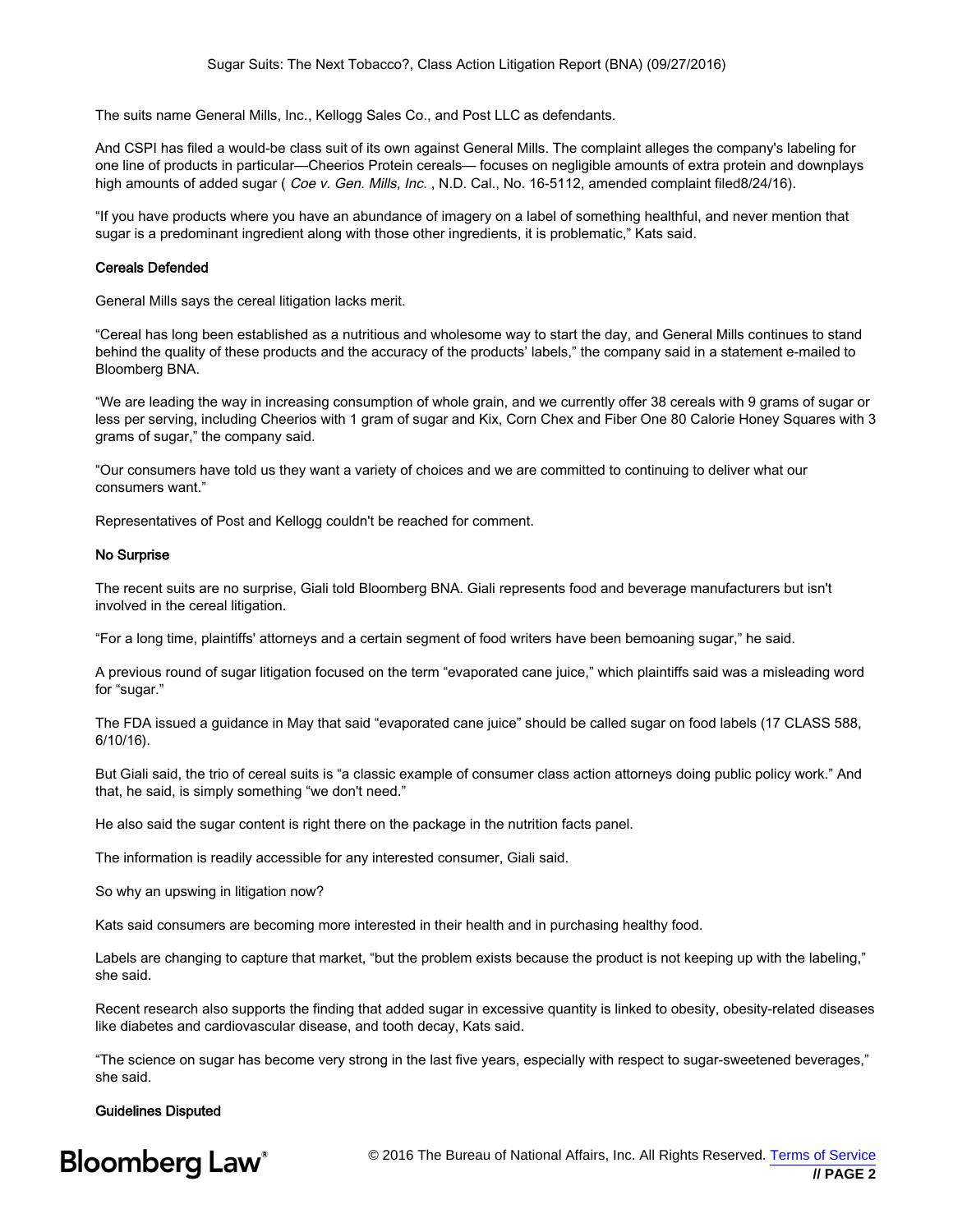The suits name General Mills, Inc., Kellogg Sales Co., and Post LLC as defendants.

And CSPI has filed a would-be class suit of its own against General Mills. The complaint alleges the company's labeling for one line of products in particular—Cheerios Protein cereals— focuses on negligible amounts of extra protein and downplays high amounts of added sugar ( *Coe v. Gen. Mills, Inc.* , N.D. Cal., No. 16-5112, amended complaint filed8/24/16).

"If you have products where you have an abundance of imagery on a label of something healthful, and never mention that sugar is a predominant ingredient along with those other ingredients, it is problematic," Kats said.

### Cereals Defended

General Mills says the cereal litigation lacks merit.

"Cereal has long been established as a nutritious and wholesome way to start the day, and General Mills continues to stand behind the quality of these products and the accuracy of the products' labels," the company said in a statement e-mailed to Bloomberg BNA.

"We are leading the way in increasing consumption of whole grain, and we currently offer 38 cereals with 9 grams of sugar or less per serving, including Cheerios with 1 gram of sugar and Kix, Corn Chex and Fiber One 80 Calorie Honey Squares with 3 grams of sugar," the company said.

"Our consumers have told us they want a variety of choices and we are committed to continuing to deliver what our consumers want."

Representatives of Post and Kellogg couldn't be reached for comment.

### No Surprise

The recent suits are no surprise, Giali told Bloomberg BNA. Giali represents food and beverage manufacturers but isn't involved in the cereal litigation.

"For a long time, plaintiffs' attorneys and a certain segment of food writers have been bemoaning sugar," he said.

A previous round of sugar litigation focused on the term "evaporated cane juice," which plaintiffs said was a misleading word for "sugar."

The FDA issued a guidance in May that said "evaporated cane juice" should be called sugar on food labels (17 CLASS 588, 6/10/16).

But Giali said, the trio of cereal suits is "a classic example of consumer class action attorneys doing public policy work." And that, he said, is simply something "we don't need."

He also said the sugar content is right there on the package in the nutrition facts panel.

The information is readily accessible for any interested consumer, Giali said.

So why an upswing in litigation now?

Kats said consumers are becoming more interested in their health and in purchasing healthy food.

Labels are changing to capture that market, "but the problem exists because the product is not keeping up with the labeling," she said.

Recent research also supports the finding that added sugar in excessive quantity is linked to obesity, obesity-related diseases like diabetes and cardiovascular disease, and tooth decay, Kats said.

"The science on sugar has become very strong in the last five years, especially with respect to sugar-sweetened beverages," she said.

### Guidelines Disputed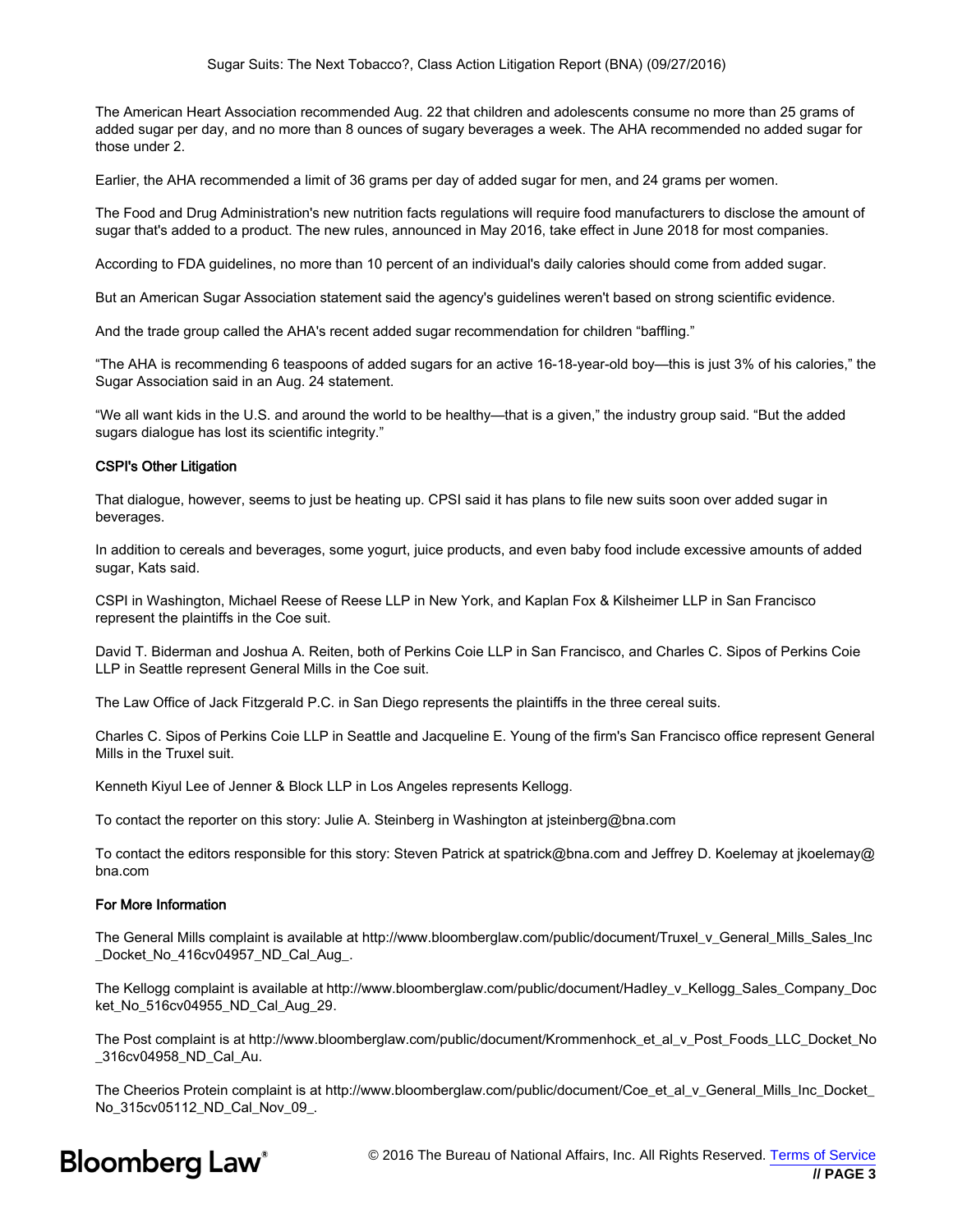The American Heart Association recommended Aug. 22 that children and adolescents consume no more than 25 grams of added sugar per day, and no more than 8 ounces of sugary beverages a week. The AHA recommended no added sugar for those under 2.

Earlier, the AHA recommended a limit of 36 grams per day of added sugar for men, and 24 grams per women.

The Food and Drug Administration's new nutrition facts regulations will require food manufacturers to disclose the amount of sugar that's added to a product. The new rules, announced in May 2016, take effect in June 2018 for most companies.

According to FDA guidelines, no more than 10 percent of an individual's daily calories should come from added sugar.

But an American Sugar Association statement said the agency's guidelines weren't based on strong scientific evidence.

And the trade group called the AHA's recent added sugar recommendation for children "baffling."

"The AHA is recommending 6 teaspoons of added sugars for an active 16-18-year-old boy—this is just 3% of his calories," the Sugar Association said in an Aug. 24 statement.

"We all want kids in the U.S. and around the world to be healthy—that is a given," the industry group said. "But the added sugars dialogue has lost its scientific integrity."

**CSPI's Other Litigation**

That dialogue, however, seems to just be heating up. CPSI said it has plans to file new suits soon over added sugar in beverages.

In addition to cereals and beverages, some yogurt, juice products, and even baby food include excessive amounts of added sugar, Kats said.

CSPI in Washington, Michael Reese of Reese LLP in New York, and Kaplan Fox & Kilsheimer LLP in San Francisco represent the plaintiffs in the Coe suit.

David T. Biderman and Joshua A. Reiten, both of Perkins Coie LLP in San Francisco, and Charles C. Sipos of Perkins Coie LLP in Seattle represent General Mills in the Coe suit.

The Law Office of Jack Fitzgerald P.C. in San Diego represents the plaintiffs in the three cereal suits.

Charles C. Sipos of Perkins Coie LLP in Seattle and Jacqueline E. Young of the firm's San Francisco office represent General Mills in the Truxel suit.

Kenneth Kiyul Lee of Jenner & Block LLP in Los Angeles represents Kellogg.

To contact the reporter on this story: Julie A. Steinberg in Washington at jsteinberg@bna.com

To contact the editors responsible for this story: Steven Patrick at spatrick@bna.com and Jeffrey D. Koelemay at jkoelemay@bna.com

**For More Information**

The General Mills complaint is available at http://www.bloomberglaw.com/public/document/Truxel_v_General_Mills_Sales_Inc_Docket_No_416cv04957_ND_Cal_Aug_.

The Kellogg complaint is available at http://www.bloomberglaw.com/public/document/Hadley_v_Kellogg_Sales_Company_Docket_No_516cv04955_ND_Cal_Aug_29.

The Post complaint is at http://www.bloomberglaw.com/public/document/Krommenhock_et_al_v_Post_Foods_LLC_Docket_No_316cv04958_ND_Cal_Au.

The Cheerios Protein complaint is at http://www.bloomberglaw.com/public/document/Coe_et_al_v_General_Mills_Inc_Docket_No_315cv05112_ND_Cal_Nov_09_.